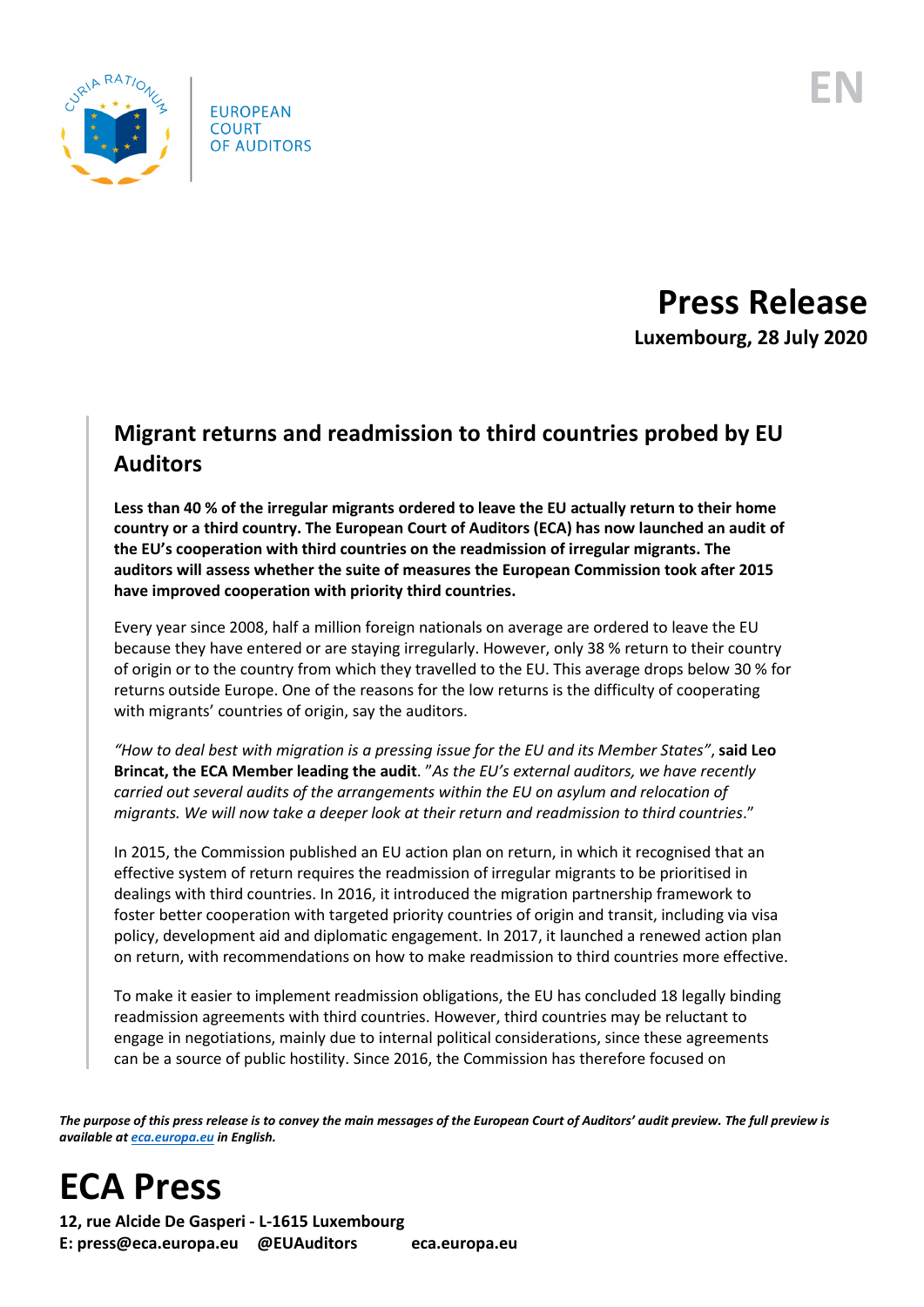EUROPEAN COURT OF AUDITORS

EN

# Press Release

**Luxembourg, 28 July 2020**

## Migrant returns and readmission to third countries probed by EU Auditors

**Less than 40 % of the irregular migrants ordered to leave the EU actually return to their home country or a third country. The European Court of Auditors (ECA) has now launched an audit of the EU's cooperation with third countries on the readmission of irregular migrants. The auditors will assess whether the suite of measures the European Commission took after 2015 have improved cooperation with priority third countries.**

Every year since 2008, half a million foreign nationals on average are ordered to leave the EU because they have entered or are staying irregularly. However, only 38 % return to their country of origin or to the country from which they travelled to the EU. This average drops below 30 % for returns outside Europe. One of the reasons for the low returns is the difficulty of cooperating with migrants' countries of origin, say the auditors.

*"How to deal best with migration is a pressing issue for the EU and its Member States"*, **said Leo Brincat, the ECA Member leading the audit**. "*As the EU's external auditors, we have recently carried out several audits of the arrangements within the EU on asylum and relocation of migrants. We will now take a deeper look at their return and readmission to third countries*."

In 2015, the Commission published an EU action plan on return, in which it recognised that an effective system of return requires the readmission of irregular migrants to be prioritised in dealings with third countries. In 2016, it introduced the migration partnership framework to foster better cooperation with targeted priority countries of origin and transit, including via visa policy, development aid and diplomatic engagement. In 2017, it launched a renewed action plan on return, with recommendations on how to make readmission to third countries more effective.

To make it easier to implement readmission obligations, the EU has concluded 18 legally binding readmission agreements with third countries. However, third countries may be reluctant to engage in negotiations, mainly due to internal political considerations, since these agreements can be a source of public hostility. Since 2016, the Commission has therefore focused on

***The purpose of this press release is to convey the main messages of the European Court of Auditors' audit preview. The full preview is available at eca.europa.eu in English.***

# ECA Press

**12, rue Alcide De Gasperi - L-1615 Luxembourg**
**E: press@eca.europa.eu @EUAuditors eca.europa.eu**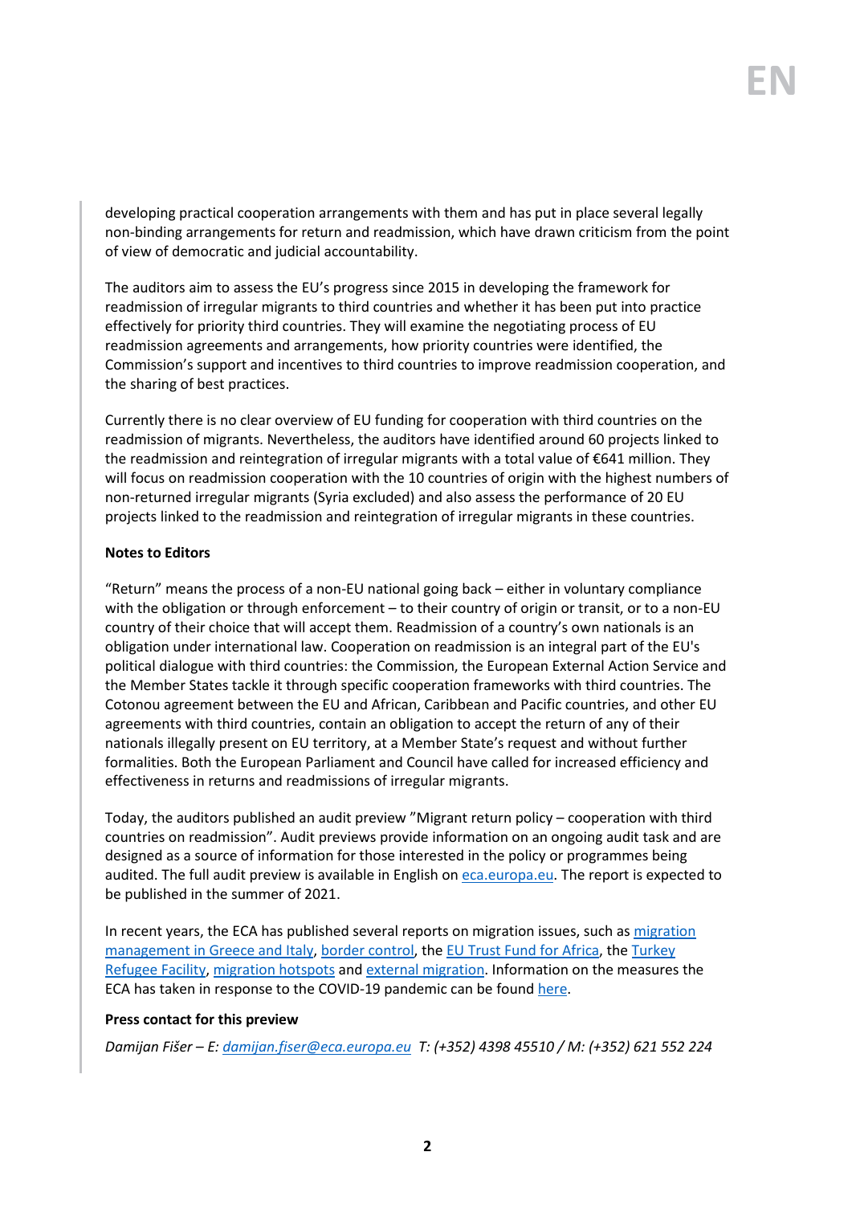developing practical cooperation arrangements with them and has put in place several legally non-binding arrangements for return and readmission, which have drawn criticism from the point of view of democratic and judicial accountability.

The auditors aim to assess the EU's progress since 2015 in developing the framework for readmission of irregular migrants to third countries and whether it has been put into practice effectively for priority third countries. They will examine the negotiating process of EU readmission agreements and arrangements, how priority countries were identified, the Commission's support and incentives to third countries to improve readmission cooperation, and the sharing of best practices.

Currently there is no clear overview of EU funding for cooperation with third countries on the readmission of migrants. Nevertheless, the auditors have identified around 60 projects linked to the readmission and reintegration of irregular migrants with a total value of €641 million. They will focus on readmission cooperation with the 10 countries of origin with the highest numbers of non-returned irregular migrants (Syria excluded) and also assess the performance of 20 EU projects linked to the readmission and reintegration of irregular migrants in these countries.

**Notes to Editors**

"Return" means the process of a non-EU national going back – either in voluntary compliance with the obligation or through enforcement – to their country of origin or transit, or to a non-EU country of their choice that will accept them. Readmission of a country's own nationals is an obligation under international law. Cooperation on readmission is an integral part of the EU's political dialogue with third countries: the Commission, the European External Action Service and the Member States tackle it through specific cooperation frameworks with third countries. The Cotonou agreement between the EU and African, Caribbean and Pacific countries, and other EU agreements with third countries, contain an obligation to accept the return of any of their nationals illegally present on EU territory, at a Member State's request and without further formalities. Both the European Parliament and Council have called for increased efficiency and effectiveness in returns and readmissions of irregular migrants.

Today, the auditors published an audit preview "Migrant return policy – cooperation with third countries on readmission". Audit previews provide information on an ongoing audit task and are designed as a source of information for those interested in the policy or programmes being audited. The full audit preview is available in English on eca.europa.eu. The report is expected to be published in the summer of 2021.

In recent years, the ECA has published several reports on migration issues, such as migration management in Greece and Italy, border control, the EU Trust Fund for Africa, the Turkey Refugee Facility, migration hotspots and external migration. Information on the measures the ECA has taken in response to the COVID-19 pandemic can be found here.

**Press contact for this preview**

*Damijan Fišer – E: damijan.fiser@eca.europa.eu T: (+352) 4398 45510 / M: (+352) 621 552 224*